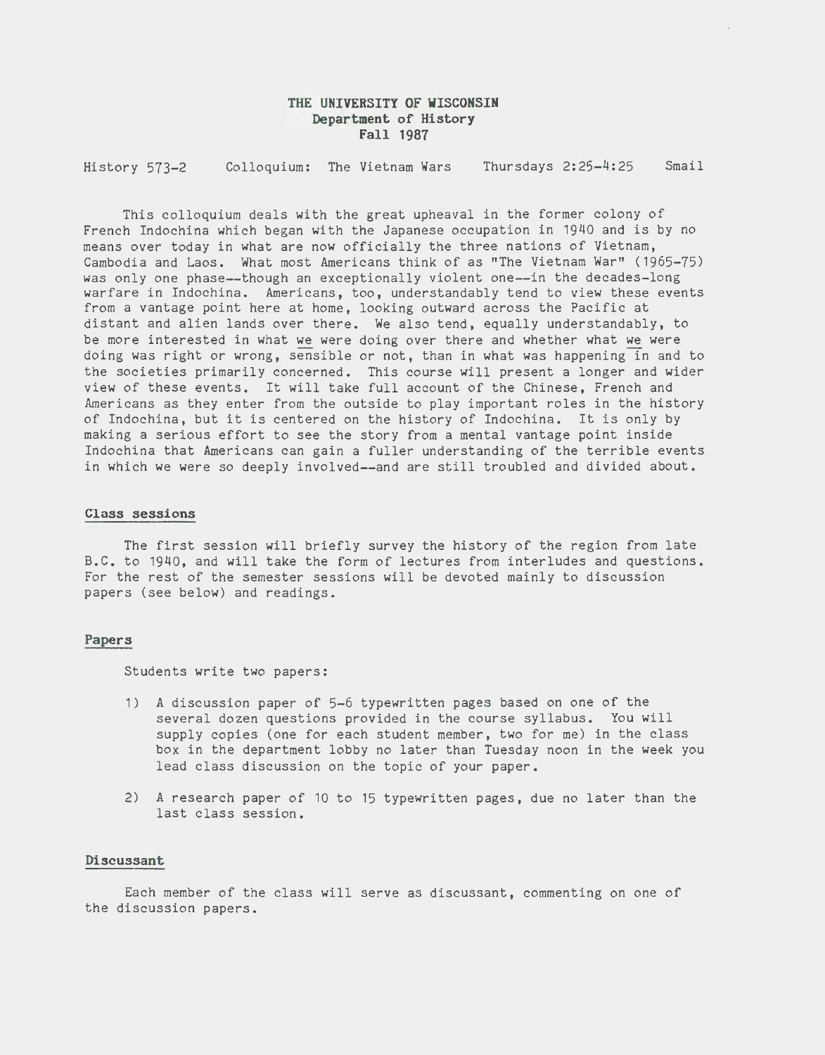**THE UNIVERSITY OF WISCONSIN**
**Department of History**
**Fall 1987**

History 573-2 Colloquium: The Vietnam Wars Thursdays 2:25-4:25 Smail

This colloquium deals with the great upheaval in the former colony of French Indochina which began with the Japanese occupation in 1940 and is by no means over today in what are now officially the three nations of Vietnam, Cambodia and Laos. What most Americans think of as "The Vietnam War" (1965-75) was only one phase--though an exceptionally violent one--in the decades-long warfare in Indochina. Americans, too, understandably tend to view these events from a vantage point here at home, looking outward across the Pacific at distant and alien lands over there. We also tend, equally understandably, to be more interested in what <u>we</u> were doing over there and whether what <u>we</u> were doing was right or wrong, sensible or not, than in what was happening <u>in</u> and to the societies primarily concerned. This course will present a longer and wider view of these events. It will take full account of the Chinese, French and Americans as they enter from the outside to play important roles in the history of Indochina, but it is centered on the history of Indochina. It is only by making a serious effort to see the story from a mental vantage point inside Indochina that Americans can gain a fuller understanding of the terrible events in which we were so deeply involved--and are still troubled and divided about.

## Class sessions

The first session will briefly survey the history of the region from late B.C. to 1940, and will take the form of lectures from interludes and questions. For the rest of the semester sessions will be devoted mainly to discussion papers (see below) and readings.

## Papers

Students write two papers:

1) A discussion paper of 5-6 typewritten pages based on one of the several dozen questions provided in the course syllabus. You will supply copies (one for each student member, two for me) in the class box in the department lobby no later than Tuesday noon in the week you lead class discussion on the topic of your paper.

2) A research paper of 10 to 15 typewritten pages, due no later than the last class session.

## Discussant

Each member of the class will serve as discussant, commenting on one of the discussion papers.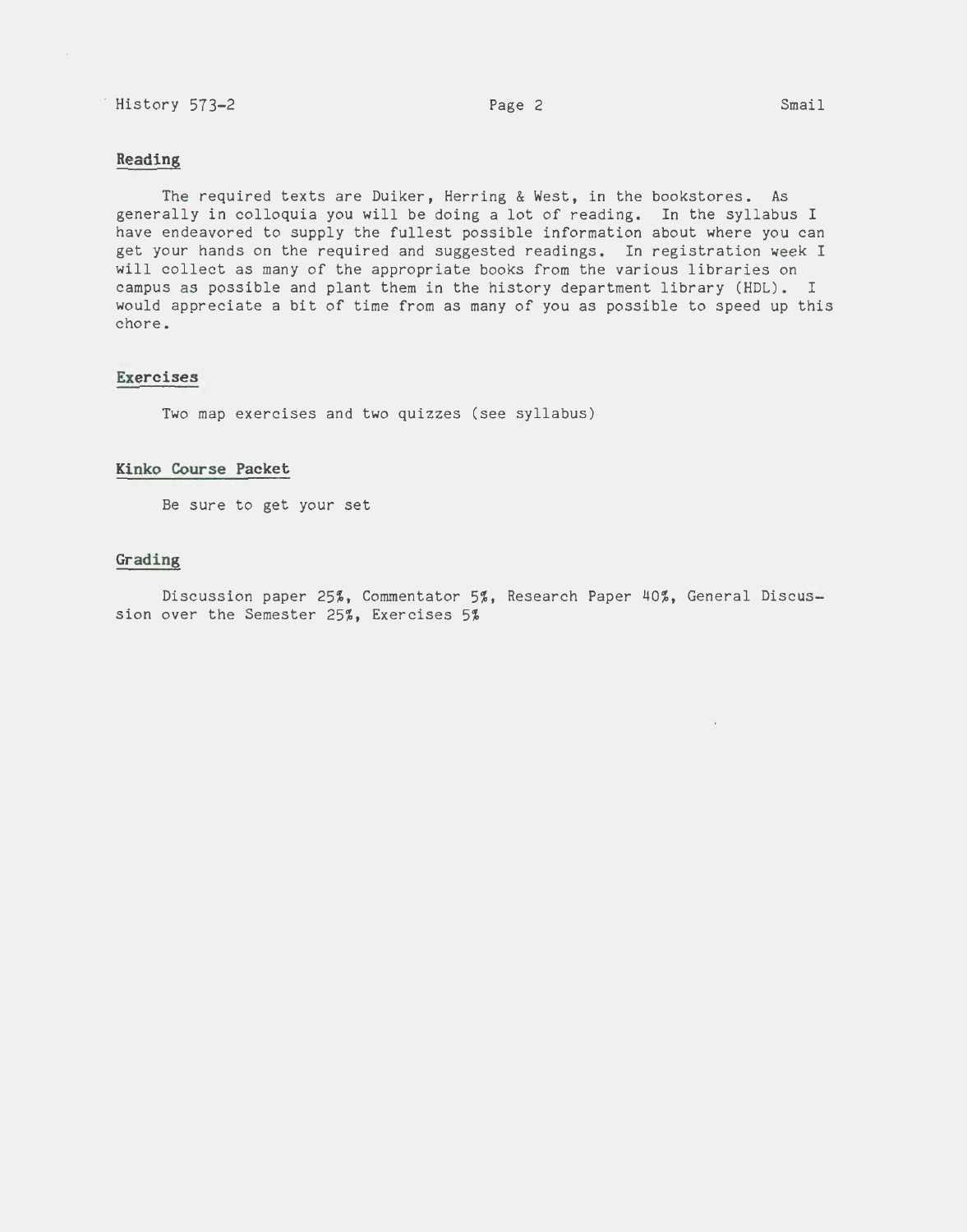## Reading

The required texts are Duiker, Herring & West, in the bookstores. As generally in colloquia you will be doing a lot of reading. In the syllabus I have endeavored to supply the fullest possible information about where you can get your hands on the required and suggested readings. In registration week I will collect as many of the appropriate books from the various libraries on campus as possible and plant them in the history department library (HDL). I would appreciate a bit of time from as many of you as possible to speed up this chore.

## Exercises

Two map exercises and two quizzes (see syllabus)

## Kinko Course Packet

Be sure to get your set

## Grading

Discussion paper 25%, Commentator 5%, Research Paper 40%, General Discussion over the Semester 25%, Exercises 5%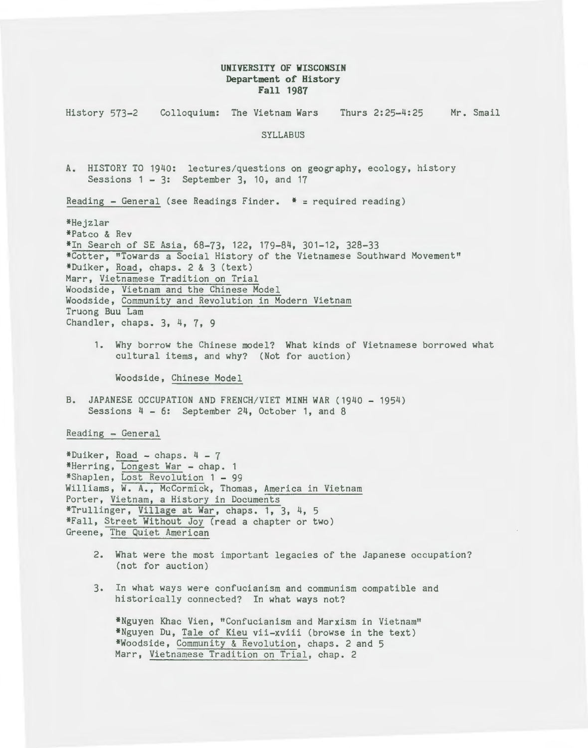**UNIVERSITY OF WISCONSIN**
**Department of History**
**Fall 1987**

History 573-2    Colloquium: The Vietnam Wars    Thurs 2:25-4:25    Mr. Smail

SYLLABUS

A. HISTORY TO 1940: lectures/questions on geography, ecology, history
Sessions 1 - 3: September 3, 10, and 17

Reading - General (see Readings Finder. * = required reading)

*Hejzlar
*Patco & Rev
*In Search of SE Asia, 68-73, 122, 179-84, 301-12, 328-33
*Cotter, "Towards a Social History of the Vietnamese Southward Movement"
*Duiker, Road, chaps. 2 & 3 (text)
Marr, Vietnamese Tradition on Trial
Woodside, Vietnam and the Chinese Model
Woodside, Community and Revolution in Modern Vietnam
Truong Buu Lam
Chandler, chaps. 3, 4, 7, 9

1. Why borrow the Chinese model? What kinds of Vietnamese borrowed what cultural items, and why? (Not for auction)

   Woodside, Chinese Model

B. JAPANESE OCCUPATION AND FRENCH/VIET MINH WAR (1940 - 1954)
Sessions 4 - 6: September 24, October 1, and 8

Reading - General

*Duiker, Road - chaps. 4 - 7
*Herring, Longest War - chap. 1
*Shaplen, Lost Revolution 1 - 99
Williams, W. A., McCormick, Thomas, America in Vietnam
Porter, Vietnam, a History in Documents
*Trullinger, Village at War, chaps. 1, 3, 4, 5
*Fall, Street Without Joy (read a chapter or two)
Greene, The Quiet American

2. What were the most important legacies of the Japanese occupation? (not for auction)

3. In what ways were confucianism and communism compatible and historically connected? In what ways not?

   *Nguyen Khac Vien, "Confucianism and Marxism in Vietnam"
   *Nguyen Du, Tale of Kieu vii-xviii (browse in the text)
   *Woodside, Community & Revolution, chaps. 2 and 5
   Marr, Vietnamese Tradition on Trial, chap. 2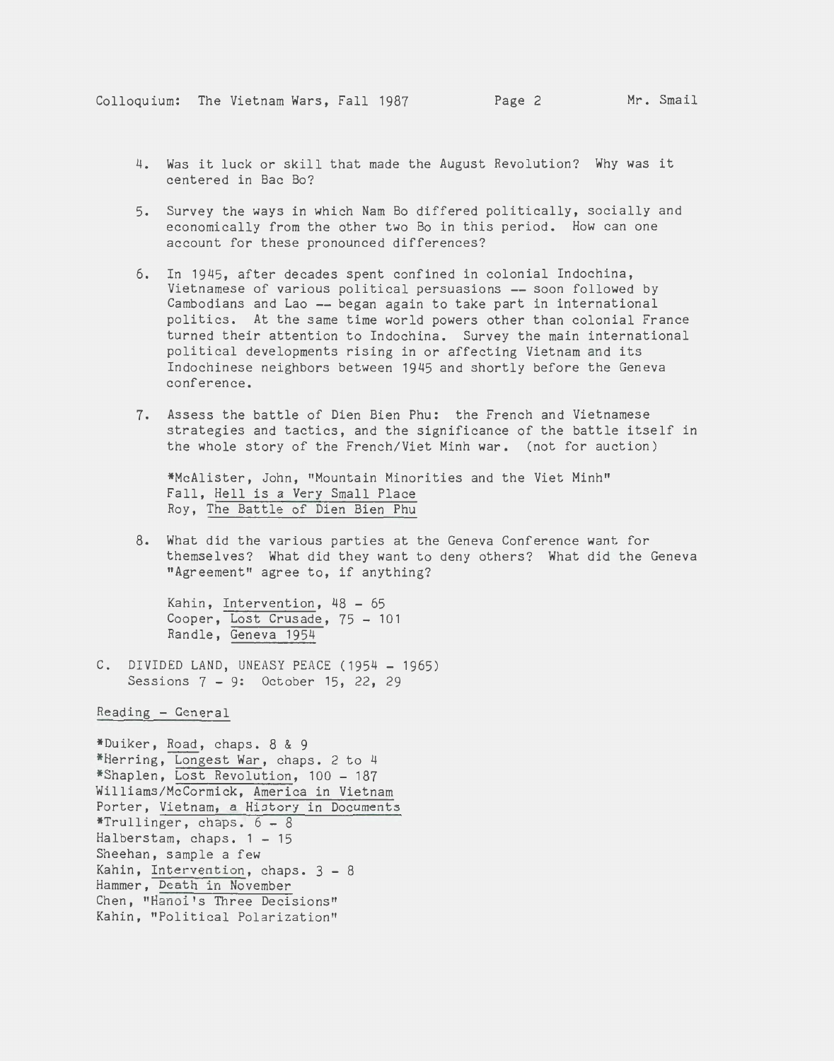4. Was it luck or skill that made the August Revolution? Why was it centered in Bac Bo?

5. Survey the ways in which Nam Bo differed politically, socially and economically from the other two Bo in this period. How can one account for these pronounced differences?

6. In 1945, after decades spent confined in colonial Indochina, Vietnamese of various political persuasions -- soon followed by Cambodians and Lao -- began again to take part in international politics. At the same time world powers other than colonial France turned their attention to Indochina. Survey the main international political developments rising in or affecting Vietnam and its Indochinese neighbors between 1945 and shortly before the Geneva conference.

7. Assess the battle of Dien Bien Phu: the French and Vietnamese strategies and tactics, and the significance of the battle itself in the whole story of the French/Viet Minh war. (not for auction)

   *McAlister, John, "Mountain Minorities and the Viet Minh"
   Fall, Hell is a Very Small Place
   Roy, The Battle of Dien Bien Phu

8. What did the various parties at the Geneva Conference want for themselves? What did they want to deny others? What did the Geneva "Agreement" agree to, if anything?

   Kahin, Intervention, 48 - 65
   Cooper, Lost Crusade, 75 - 101
   Randle, Geneva 1954

C. DIVIDED LAND, UNEASY PEACE (1954 - 1965)
   Sessions 7 - 9: October 15, 22, 29

Reading - General

*Duiker, Road, chaps. 8 & 9
*Herring, Longest War, chaps. 2 to 4
*Shaplen, Lost Revolution, 100 - 187
Williams/McCormick, America in Vietnam
Porter, Vietnam, a History in Documents
*Trullinger, chaps. 6 - 8
Halberstam, chaps. 1 - 15
Sheehan, sample a few
Kahin, Intervention, chaps. 3 - 8
Hammer, Death in November
Chen, "Hanoi's Three Decisions"
Kahin, "Political Polarization"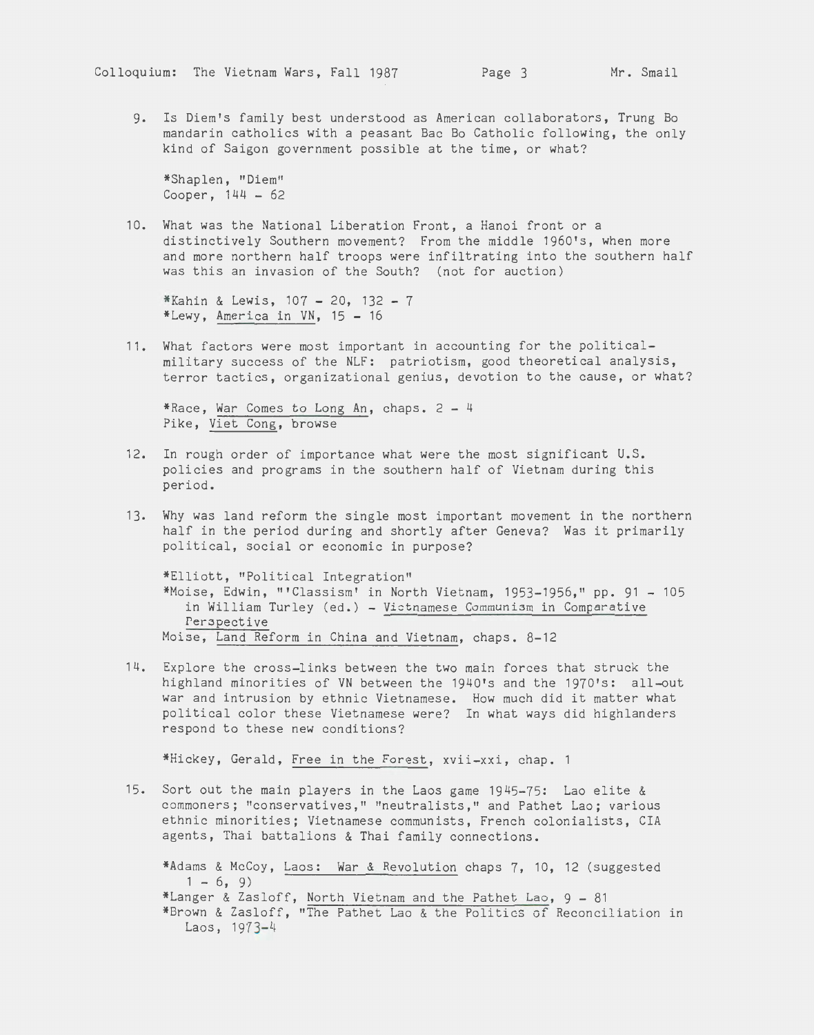9. Is Diem's family best understood as American collaborators, Trung Bo mandarin catholics with a peasant Bac Bo Catholic following, the only kind of Saigon government possible at the time, or what?

   *Shaplen, "Diem"
   Cooper, 144 - 62

10. What was the National Liberation Front, a Hanoi front or a distinctively Southern movement? From the middle 1960's, when more and more northern half troops were infiltrating into the southern half was this an invasion of the South? (not for auction)

    *Kahin & Lewis, 107 - 20, 132 - 7
    *Lewy, America in VN, 15 - 16

11. What factors were most important in accounting for the political-military success of the NLF: patriotism, good theoretical analysis, terror tactics, organizational genius, devotion to the cause, or what?

    *Race, War Comes to Long An, chaps. 2 - 4
    Pike, Viet Cong, browse

12. In rough order of importance what were the most significant U.S. policies and programs in the southern half of Vietnam during this period.

13. Why was land reform the single most important movement in the northern half in the period during and shortly after Geneva? Was it primarily political, social or economic in purpose?

    *Elliott, "Political Integration"
    *Moise, Edwin, "'Classism' in North Vietnam, 1953-1956," pp. 91 - 105 in William Turley (ed.) - Vietnamese Communism in Comparative Perspective
    Moise, Land Reform in China and Vietnam, chaps. 8-12

14. Explore the cross-links between the two main forces that struck the highland minorities of VN between the 1940's and the 1970's: all-out war and intrusion by ethnic Vietnamese. How much did it matter what political color these Vietnamese were? In what ways did highlanders respond to these new conditions?

    *Hickey, Gerald, Free in the Forest, xvii-xxi, chap. 1

15. Sort out the main players in the Laos game 1945-75: Lao elite & commoners; "conservatives," "neutralists," and Pathet Lao; various ethnic minorities; Vietnamese communists, French colonialists, CIA agents, Thai battalions & Thai family connections.

    *Adams & McCoy, Laos: War & Revolution chaps 7, 10, 12 (suggested 1 - 6, 9)
    *Langer & Zasloff, North Vietnam and the Pathet Lao, 9 - 81
    *Brown & Zasloff, "The Pathet Lao & the Politics of Reconciliation in Laos, 1973-4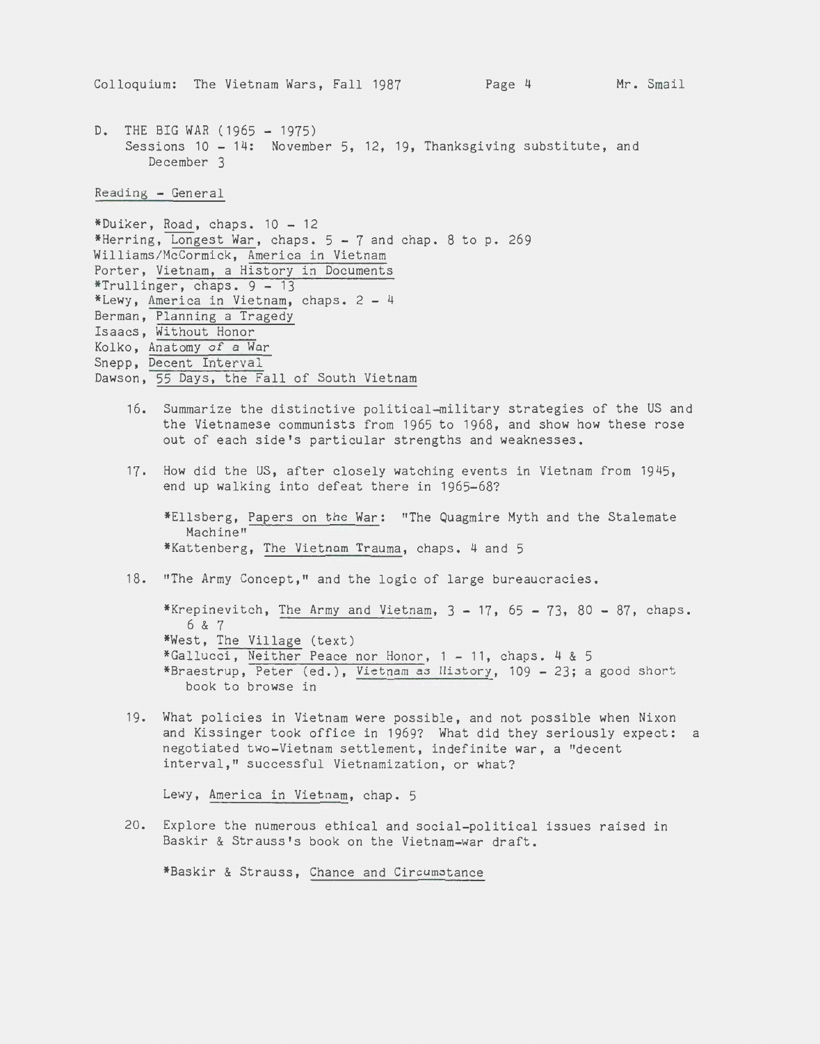## D. THE BIG WAR (1965 - 1975)

Sessions 10 - 14: November 5, 12, 19, Thanksgiving substitute, and December 3

Reading - General

*Duiker, Road, chaps. 10 - 12
*Herring, Longest War, chaps. 5 - 7 and chap. 8 to p. 269
Williams/McCormick, America in Vietnam
Porter, Vietnam, a History in Documents
*Trullinger, chaps. 9 - 13
*Lewy, America in Vietnam, chaps. 2 - 4
Berman, Planning a Tragedy
Isaacs, Without Honor
Kolko, Anatomy of a War
Snepp, Decent Interval
Dawson, 55 Days, the Fall of South Vietnam

16. Summarize the distinctive political-military strategies of the US and the Vietnamese communists from 1965 to 1968, and show how these rose out of each side's particular strengths and weaknesses.

17. How did the US, after closely watching events in Vietnam from 1945, end up walking into defeat there in 1965-68?

    *Ellsberg, Papers on the War: "The Quagmire Myth and the Stalemate Machine"
    *Kattenberg, The Vietnam Trauma, chaps. 4 and 5

18. "The Army Concept," and the logic of large bureaucracies.

    *Krepinevitch, The Army and Vietnam, 3 - 17, 65 - 73, 80 - 87, chaps. 6 & 7
    *West, The Village (text)
    *Gallucci, Neither Peace nor Honor, 1 - 11, chaps. 4 & 5
    *Braestrup, Peter (ed.), Vietnam as History, 109 - 23; a good short book to browse in

19. What policies in Vietnam were possible, and not possible when Nixon and Kissinger took office in 1969? What did they seriously expect: a negotiated two-Vietnam settlement, indefinite war, a "decent interval," successful Vietnamization, or what?

    Lewy, America in Vietnam, chap. 5

20. Explore the numerous ethical and social-political issues raised in Baskir & Strauss's book on the Vietnam-war draft.

    *Baskir & Strauss, Chance and Circumstance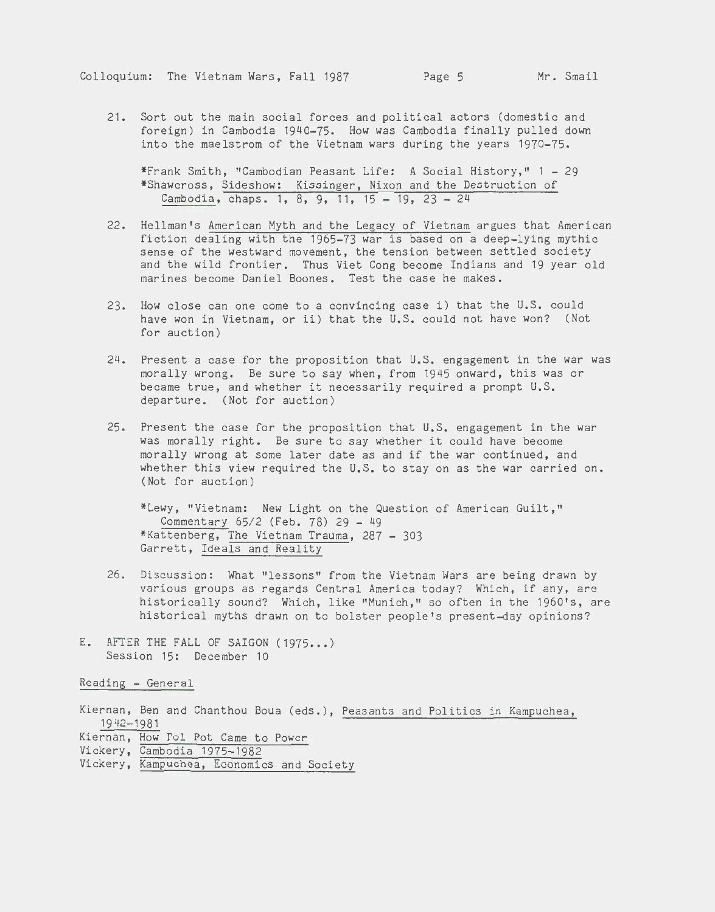21. Sort out the main social forces and political actors (domestic and foreign) in Cambodia 1940-75. How was Cambodia finally pulled down into the maelstrom of the Vietnam wars during the years 1970-75.

    *Frank Smith, "Cambodian Peasant Life: A Social History," 1 - 29
    *Shawcross, Sideshow: Kissinger, Nixon and the Destruction of Cambodia, chaps. 1, 8, 9, 11, 15 - 19, 23 - 24

22. Hellman's American Myth and the Legacy of Vietnam argues that American fiction dealing with the 1965-73 war is based on a deep-lying mythic sense of the westward movement, the tension between settled society and the wild frontier. Thus Viet Cong become Indians and 19 year old marines become Daniel Boones. Test the case he makes.

23. How close can one come to a convincing case i) that the U.S. could have won in Vietnam, or ii) that the U.S. could not have won? (Not for auction)

24. Present a case for the proposition that U.S. engagement in the war was morally wrong. Be sure to say when, from 1945 onward, this was or became true, and whether it necessarily required a prompt U.S. departure. (Not for auction)

25. Present the case for the proposition that U.S. engagement in the war was morally right. Be sure to say whether it could have become morally wrong at some later date as and if the war continued, and whether this view required the U.S. to stay on as the war carried on. (Not for auction)

    *Lewy, "Vietnam: New Light on the Question of American Guilt," Commentary 65/2 (Feb. 78) 29 - 49
    *Kattenberg, The Vietnam Trauma, 287 - 303
    Garrett, Ideals and Reality

26. Discussion: What "lessons" from the Vietnam Wars are being drawn by various groups as regards Central America today? Which, if any, are historically sound? Which, like "Munich," so often in the 1960's, are historical myths drawn on to bolster people's present-day opinions?

E. AFTER THE FALL OF SAIGON (1975...)
   Session 15: December 10

Reading - General

Kiernan, Ben and Chanthou Boua (eds.), Peasants and Politics in Kampuchea, 1942-1981
Kiernan, How Pol Pot Came to Power
Vickery, Cambodia 1975-1982
Vickery, Kampuchea, Economics and Society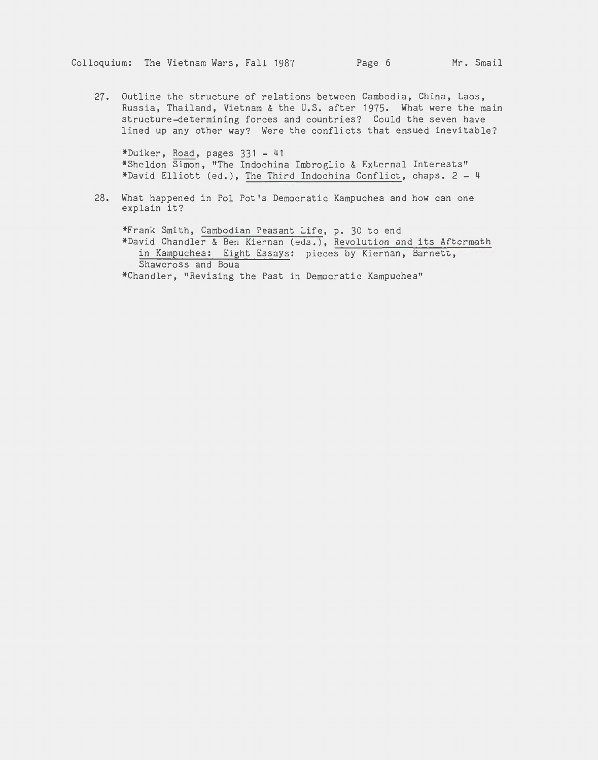27. Outline the structure of relations between Cambodia, China, Laos, Russia, Thailand, Vietnam & the U.S. after 1975. What were the main structure-determining forces and countries? Could the seven have lined up any other way? Were the conflicts that ensued inevitable?

    *Duiker, Road, pages 331 - 41
    *Sheldon Simon, "The Indochina Imbroglio & External Interests"
    *David Elliott (ed.), The Third Indochina Conflict, chaps. 2 - 4

28. What happened in Pol Pot's Democratic Kampuchea and how can one explain it?

    *Frank Smith, Cambodian Peasant Life, p. 30 to end
    *David Chandler & Ben Kiernan (eds.), Revolution and its Aftermath in Kampuchea: Eight Essays: pieces by Kiernan, Barnett, Shawcross and Boua
    *Chandler, "Revising the Past in Democratic Kampuchea"